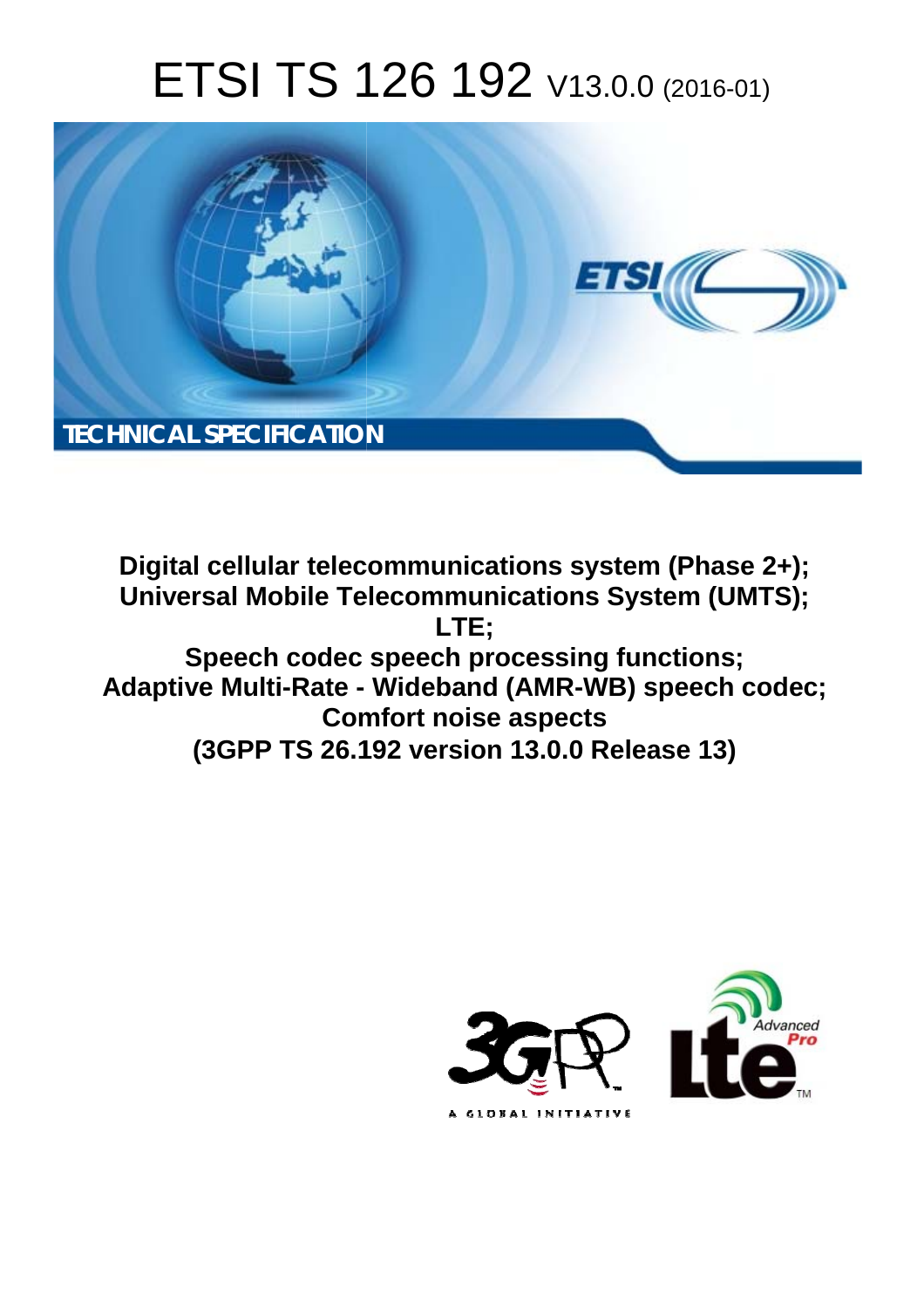# ETSI TS 126 192 V13.0.0 (2016-01)

TECHNICAL SPECIFICATION

**Digital cellular telecommunications system (Phase 2+);**
**Universal Mobile Telecommunications System (UMTS);**
**LTE;**
**Speech codec speech processing functions;**
**Adaptive Multi-Rate - Wideband (AMR-WB) speech codec;**
**Comfort noise aspects**
**(3GPP TS 26.192 version 13.0.0 Release 13)**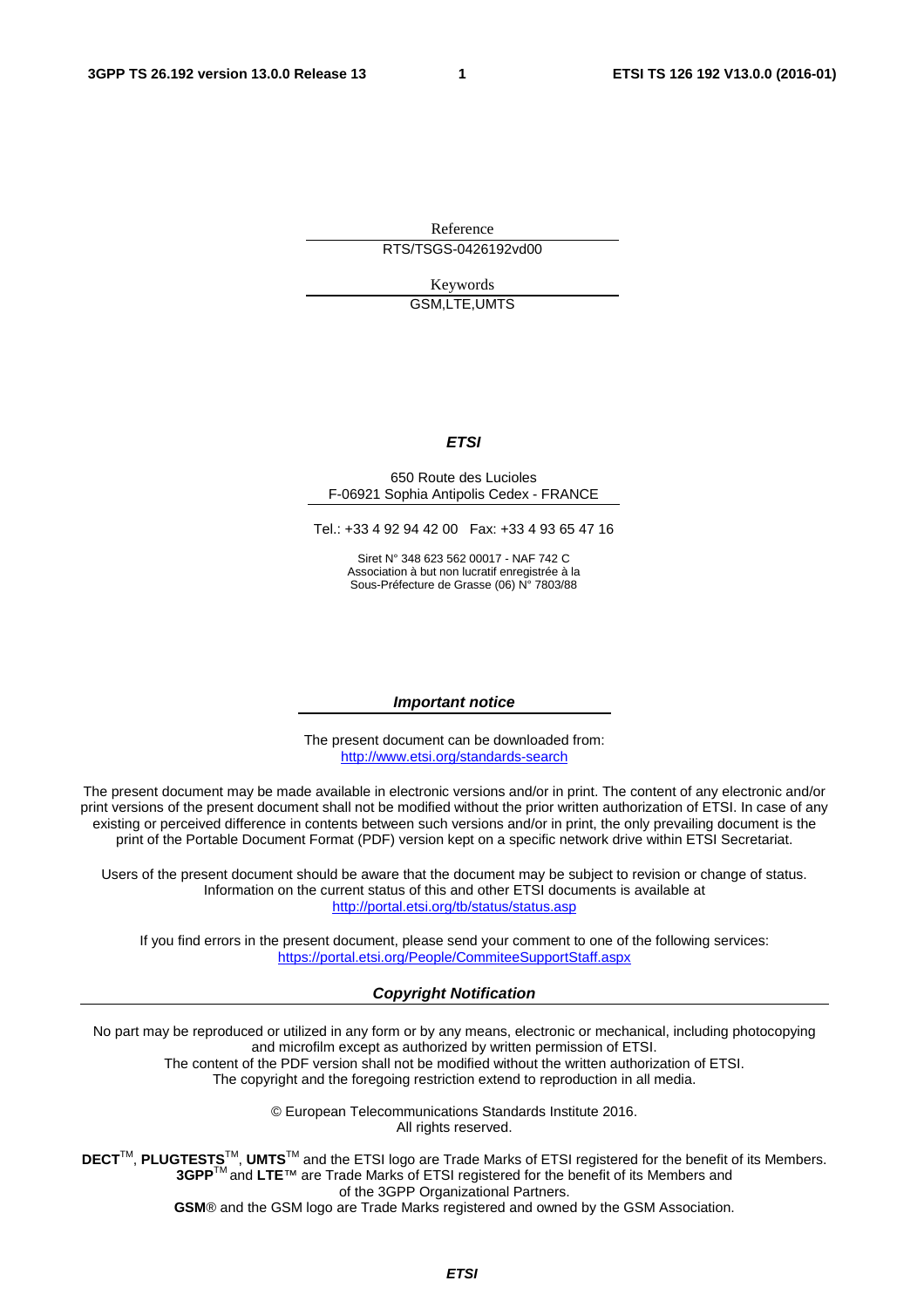Reference

RTS/TSGS-0426192vd00

Keywords

GSM,LTE,UMTS

***ETSI***

650 Route des Lucioles
F-06921 Sophia Antipolis Cedex - FRANCE

Tel.: +33 4 92 94 42 00 Fax: +33 4 93 65 47 16

Siret N° 348 623 562 00017 - NAF 742 C
Association à but non lucratif enregistrée à la
Sous-Préfecture de Grasse (06) N° 7803/88

***Important notice***

The present document can be downloaded from:
http://www.etsi.org/standards-search

The present document may be made available in electronic versions and/or in print. The content of any electronic and/or print versions of the present document shall not be modified without the prior written authorization of ETSI. In case of any existing or perceived difference in contents between such versions and/or in print, the only prevailing document is the print of the Portable Document Format (PDF) version kept on a specific network drive within ETSI Secretariat.

Users of the present document should be aware that the document may be subject to revision or change of status. Information on the current status of this and other ETSI documents is available at
http://portal.etsi.org/tb/status/status.asp

If you find errors in the present document, please send your comment to one of the following services:
https://portal.etsi.org/People/CommiteeSupportStaff.aspx

***Copyright Notification***

No part may be reproduced or utilized in any form or by any means, electronic or mechanical, including photocopying and microfilm except as authorized by written permission of ETSI.
The content of the PDF version shall not be modified without the written authorization of ETSI.
The copyright and the foregoing restriction extend to reproduction in all media.

© European Telecommunications Standards Institute 2016.
All rights reserved.

**DECT**TM, **PLUGTESTS**TM, **UMTS**TM and the ETSI logo are Trade Marks of ETSI registered for the benefit of its Members.
**3GPP**TM and **LTE**™ are Trade Marks of ETSI registered for the benefit of its Members and of the 3GPP Organizational Partners.
**GSM**® and the GSM logo are Trade Marks registered and owned by the GSM Association.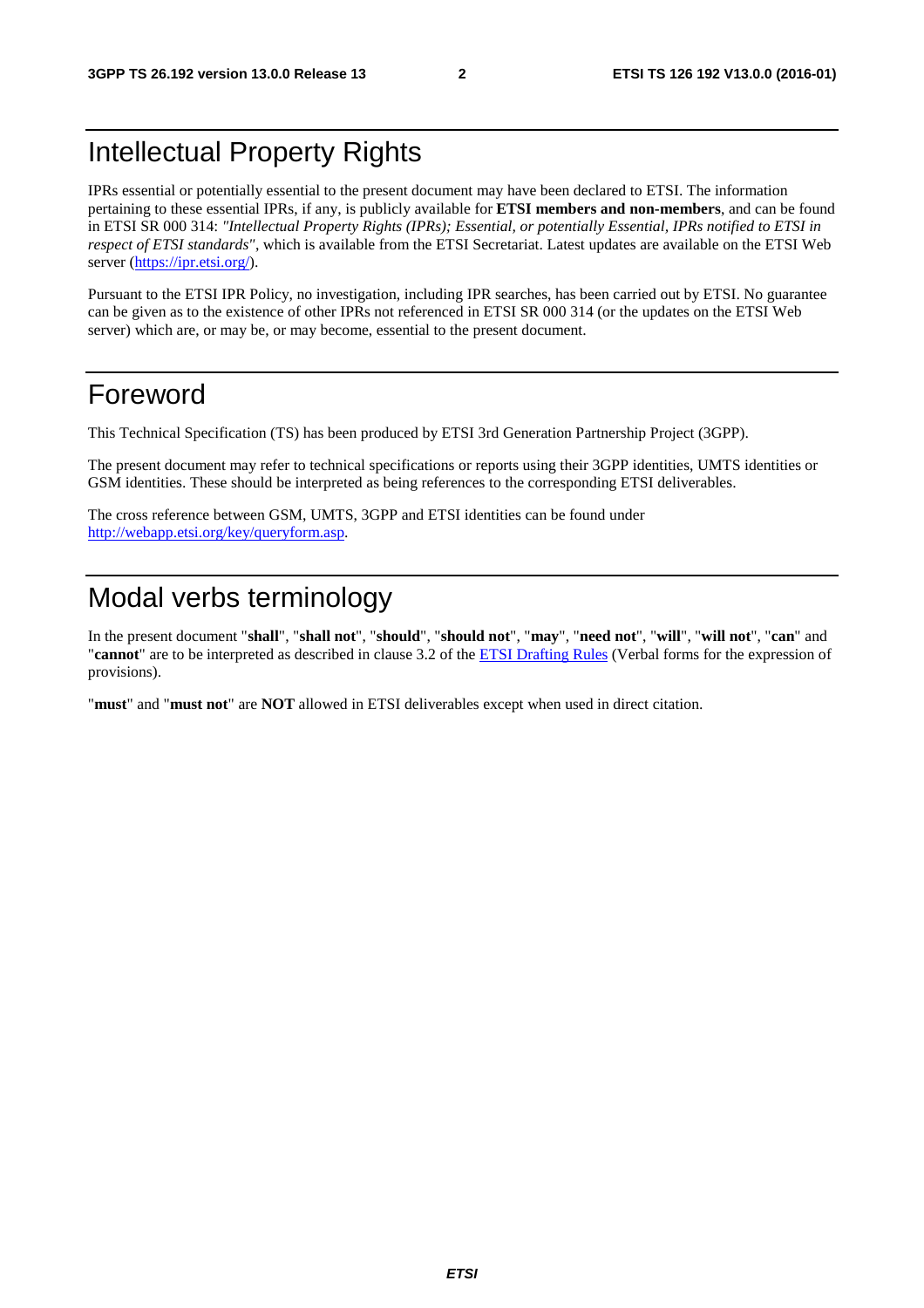# Intellectual Property Rights

IPRs essential or potentially essential to the present document may have been declared to ETSI. The information pertaining to these essential IPRs, if any, is publicly available for **ETSI members and non-members**, and can be found in ETSI SR 000 314: *"Intellectual Property Rights (IPRs); Essential, or potentially Essential, IPRs notified to ETSI in respect of ETSI standards"*, which is available from the ETSI Secretariat. Latest updates are available on the ETSI Web server (https://ipr.etsi.org/).

Pursuant to the ETSI IPR Policy, no investigation, including IPR searches, has been carried out by ETSI. No guarantee can be given as to the existence of other IPRs not referenced in ETSI SR 000 314 (or the updates on the ETSI Web server) which are, or may be, or may become, essential to the present document.

# Foreword

This Technical Specification (TS) has been produced by ETSI 3rd Generation Partnership Project (3GPP).

The present document may refer to technical specifications or reports using their 3GPP identities, UMTS identities or GSM identities. These should be interpreted as being references to the corresponding ETSI deliverables.

The cross reference between GSM, UMTS, 3GPP and ETSI identities can be found under http://webapp.etsi.org/key/queryform.asp.

# Modal verbs terminology

In the present document "**shall**", "**shall not**", "**should**", "**should not**", "**may**", "**need not**", "**will**", "**will not**", "**can**" and "**cannot**" are to be interpreted as described in clause 3.2 of the ETSI Drafting Rules (Verbal forms for the expression of provisions).

"**must**" and "**must not**" are **NOT** allowed in ETSI deliverables except when used in direct citation.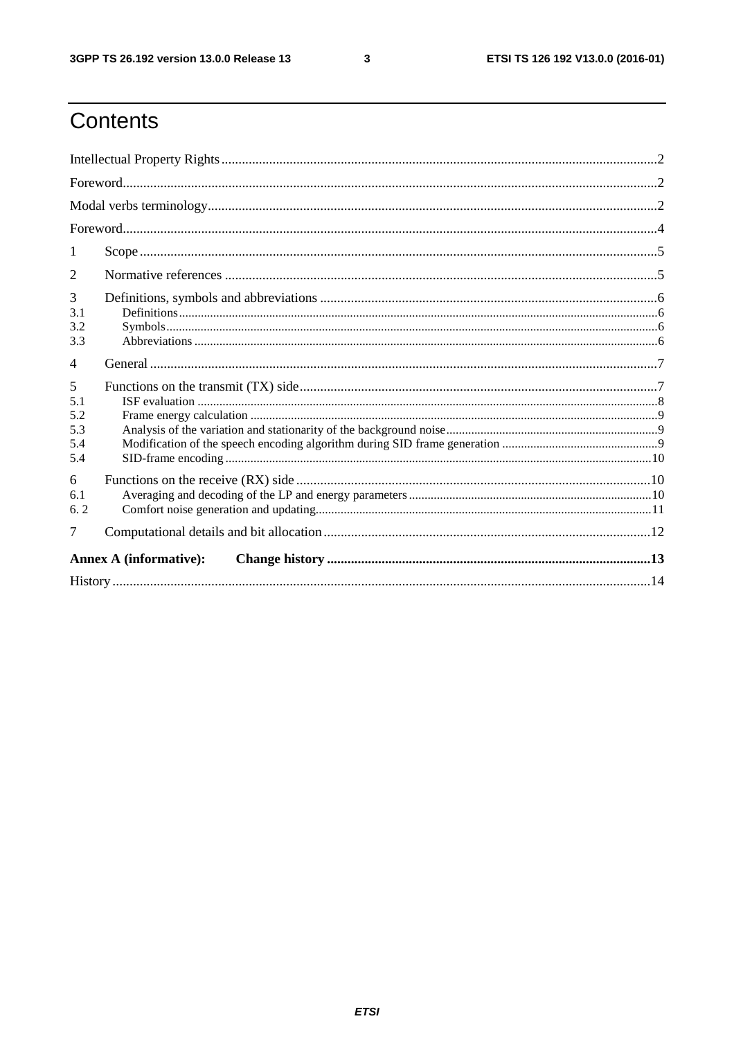# Contents

Intellectual Property Rights ..... 2

Foreword ..... 2

Modal verbs terminology ..... 2

Foreword ..... 4

1 Scope ..... 5

2 Normative references ..... 5

3 Definitions, symbols and abbreviations ..... 6

3.1 Definitions ..... 6

3.2 Symbols ..... 6

3.3 Abbreviations ..... 6

4 General ..... 7

5 Functions on the transmit (TX) side ..... 7

5.1 ISF evaluation ..... 8

5.2 Frame energy calculation ..... 9

5.3 Analysis of the variation and stationarity of the background noise ..... 9

5.4 Modification of the speech encoding algorithm during SID frame generation ..... 9

5.4 SID-frame encoding ..... 10

6 Functions on the receive (RX) side ..... 10

6.1 Averaging and decoding of the LP and energy parameters ..... 10

6. 2 Comfort noise generation and updating ..... 11

7 Computational details and bit allocation ..... 12

**Annex A (informative): Change history ..... 13**

History ..... 14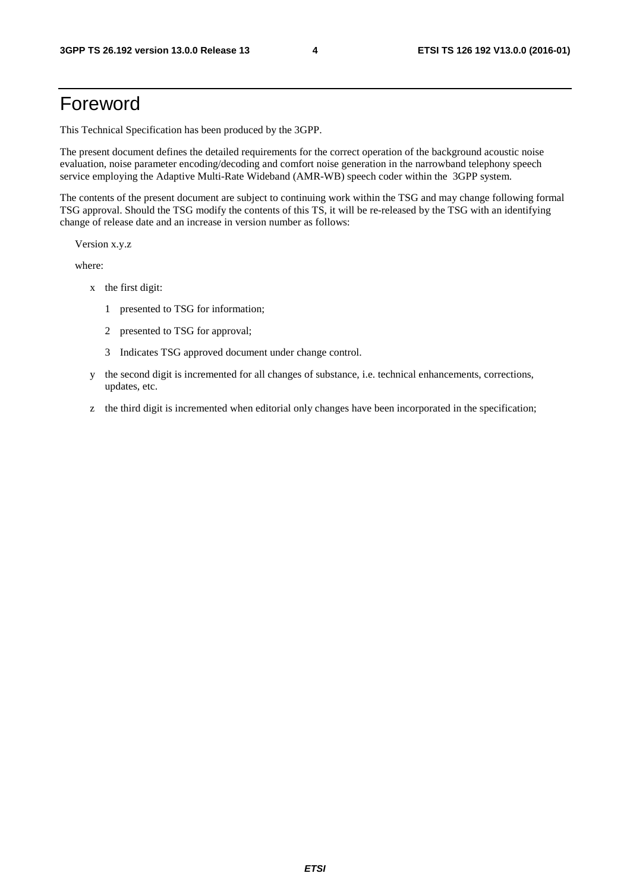# Foreword

This Technical Specification has been produced by the 3GPP.

The present document defines the detailed requirements for the correct operation of the background acoustic noise evaluation, noise parameter encoding/decoding and comfort noise generation in the narrowband telephony speech service employing the Adaptive Multi-Rate Wideband (AMR-WB) speech coder within the 3GPP system.

The contents of the present document are subject to continuing work within the TSG and may change following formal TSG approval. Should the TSG modify the contents of this TS, it will be re-released by the TSG with an identifying change of release date and an increase in version number as follows:

Version x.y.z

where:

- x the first digit:
  - 1 presented to TSG for information;
  - 2 presented to TSG for approval;
  - 3 Indicates TSG approved document under change control.
- y the second digit is incremented for all changes of substance, i.e. technical enhancements, corrections, updates, etc.
- z the third digit is incremented when editorial only changes have been incorporated in the specification;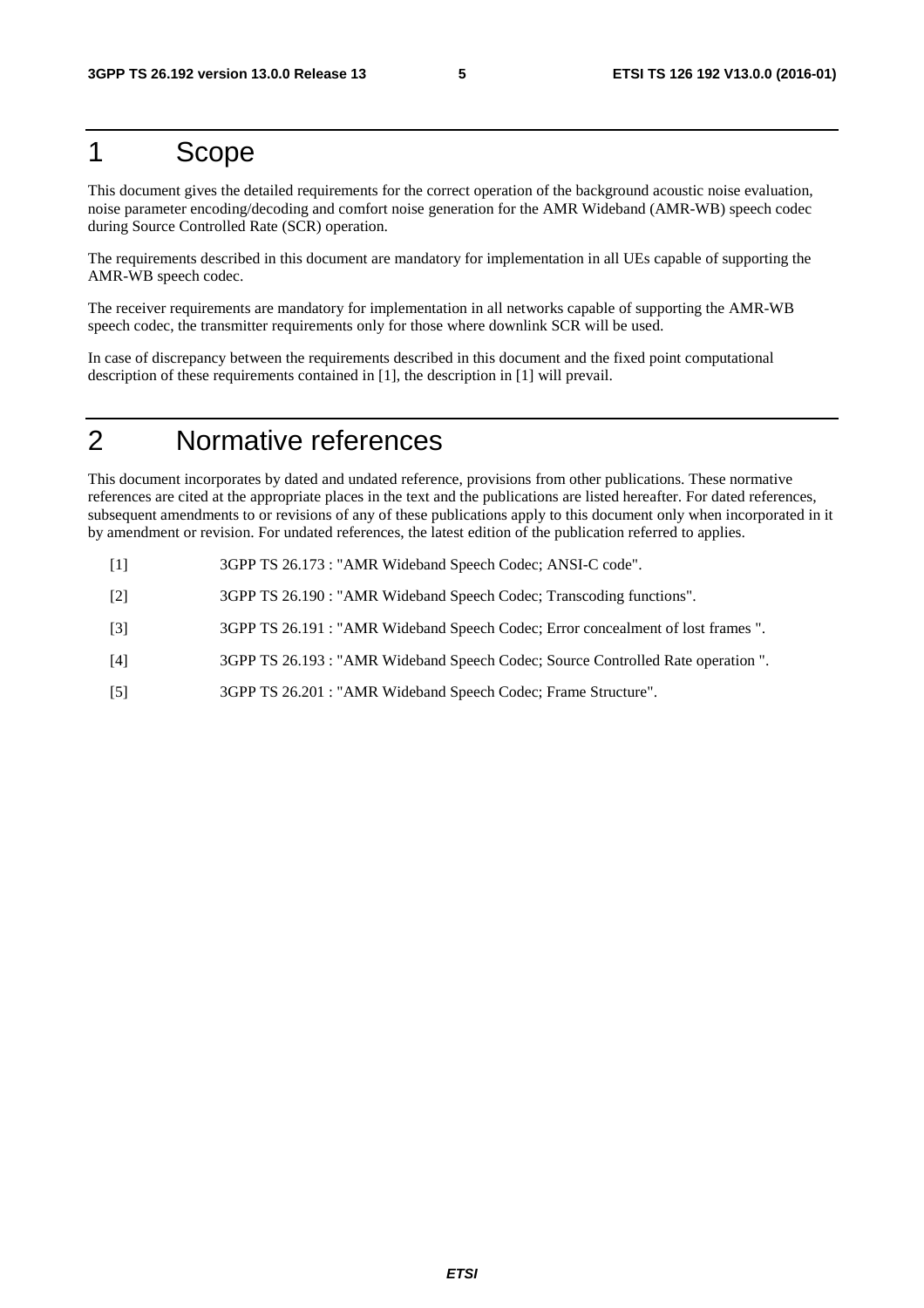# 1 Scope

This document gives the detailed requirements for the correct operation of the background acoustic noise evaluation, noise parameter encoding/decoding and comfort noise generation for the AMR Wideband (AMR-WB) speech codec during Source Controlled Rate (SCR) operation.

The requirements described in this document are mandatory for implementation in all UEs capable of supporting the AMR-WB speech codec.

The receiver requirements are mandatory for implementation in all networks capable of supporting the AMR-WB speech codec, the transmitter requirements only for those where downlink SCR will be used.

In case of discrepancy between the requirements described in this document and the fixed point computational description of these requirements contained in [1], the description in [1] will prevail.

# 2 Normative references

This document incorporates by dated and undated reference, provisions from other publications. These normative references are cited at the appropriate places in the text and the publications are listed hereafter. For dated references, subsequent amendments to or revisions of any of these publications apply to this document only when incorporated in it by amendment or revision. For undated references, the latest edition of the publication referred to applies.

[1] 3GPP TS 26.173 : "AMR Wideband Speech Codec; ANSI-C code".

[2] 3GPP TS 26.190 : "AMR Wideband Speech Codec; Transcoding functions".

[3] 3GPP TS 26.191 : "AMR Wideband Speech Codec; Error concealment of lost frames ".

[4] 3GPP TS 26.193 : "AMR Wideband Speech Codec; Source Controlled Rate operation ".

[5] 3GPP TS 26.201 : "AMR Wideband Speech Codec; Frame Structure".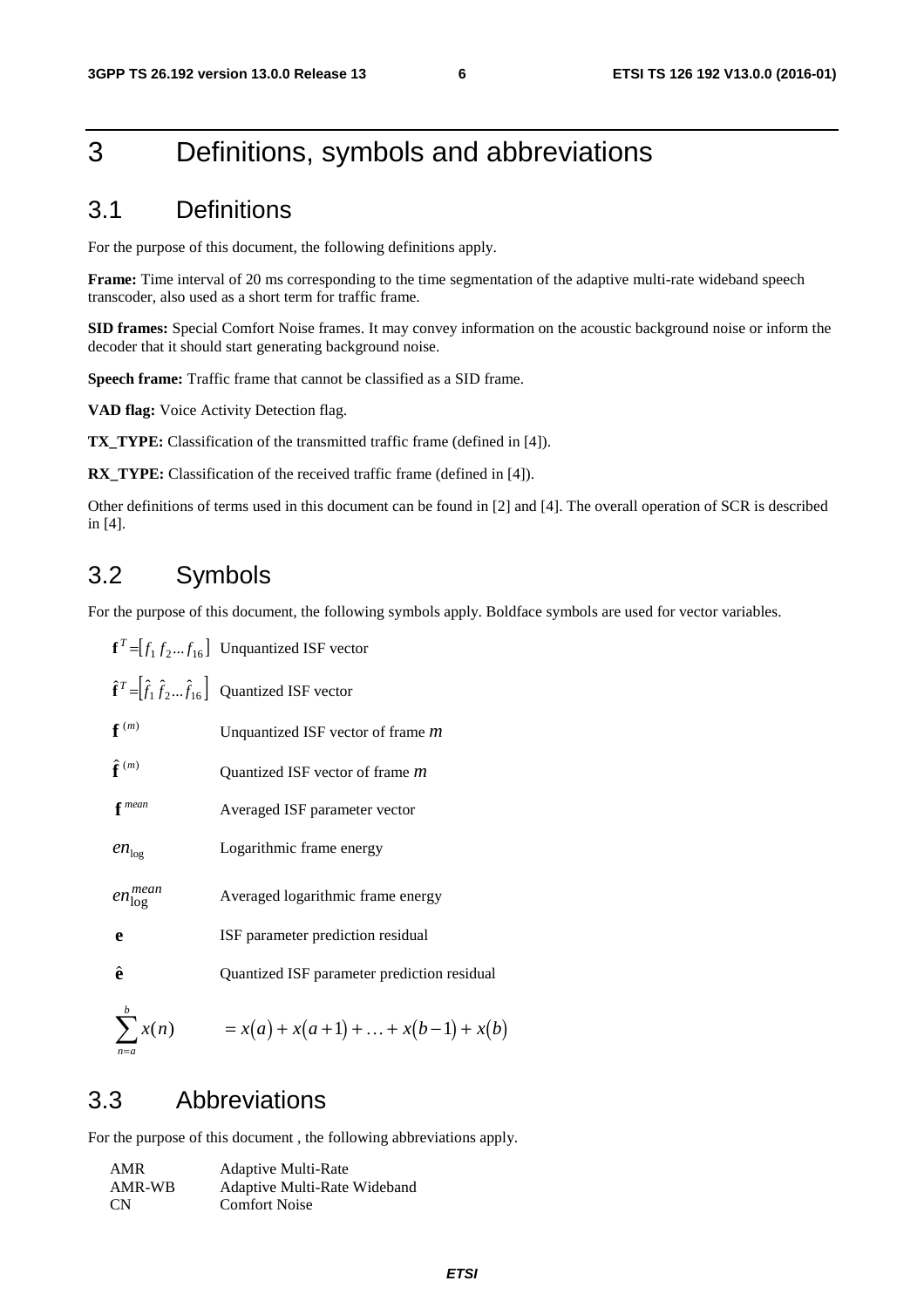# 3 Definitions, symbols and abbreviations

## 3.1 Definitions

For the purpose of this document, the following definitions apply.

**Frame:** Time interval of 20 ms corresponding to the time segmentation of the adaptive multi-rate wideband speech transcoder, also used as a short term for traffic frame.

**SID frames:** Special Comfort Noise frames. It may convey information on the acoustic background noise or inform the decoder that it should start generating background noise.

**Speech frame:** Traffic frame that cannot be classified as a SID frame.

**VAD flag:** Voice Activity Detection flag.

**TX_TYPE:** Classification of the transmitted traffic frame (defined in [4]).

**RX_TYPE:** Classification of the received traffic frame (defined in [4]).

Other definitions of terms used in this document can be found in [2] and [4]. The overall operation of SCR is described in [4].

## 3.2 Symbols

For the purpose of this document, the following symbols apply. Boldface symbols are used for vector variables.

| | |
|---|---|
| $\mathbf{f}^T = [f_1 \, f_2 \ldots f_{16}]$ | Unquantized ISF vector |
| $\hat{\mathbf{f}}^T = [\hat{f}_1 \, \hat{f}_2 \ldots \hat{f}_{16}]$ | Quantized ISF vector |
| $\mathbf{f}^{(m)}$ | Unquantized ISF vector of frame $m$ |
| $\hat{\mathbf{f}}^{(m)}$ | Quantized ISF vector of frame $m$ |
| $\mathbf{f}^{mean}$ | Averaged ISF parameter vector |
| $en_{\log}$ | Logarithmic frame energy |
| $en_{\log}^{mean}$ | Averaged logarithmic frame energy |
| $\mathbf{e}$ | ISF parameter prediction residual |
| $\hat{\mathbf{e}}$ | Quantized ISF parameter prediction residual |
| $\sum_{n=a}^{b} x(n)$ | $= x(a) + x(a+1) + \ldots + x(b-1) + x(b)$ |

## 3.3 Abbreviations

For the purpose of this document , the following abbreviations apply.

| | |
|---|---|
| AMR | Adaptive Multi-Rate |
| AMR-WB | Adaptive Multi-Rate Wideband |
| CN | Comfort Noise |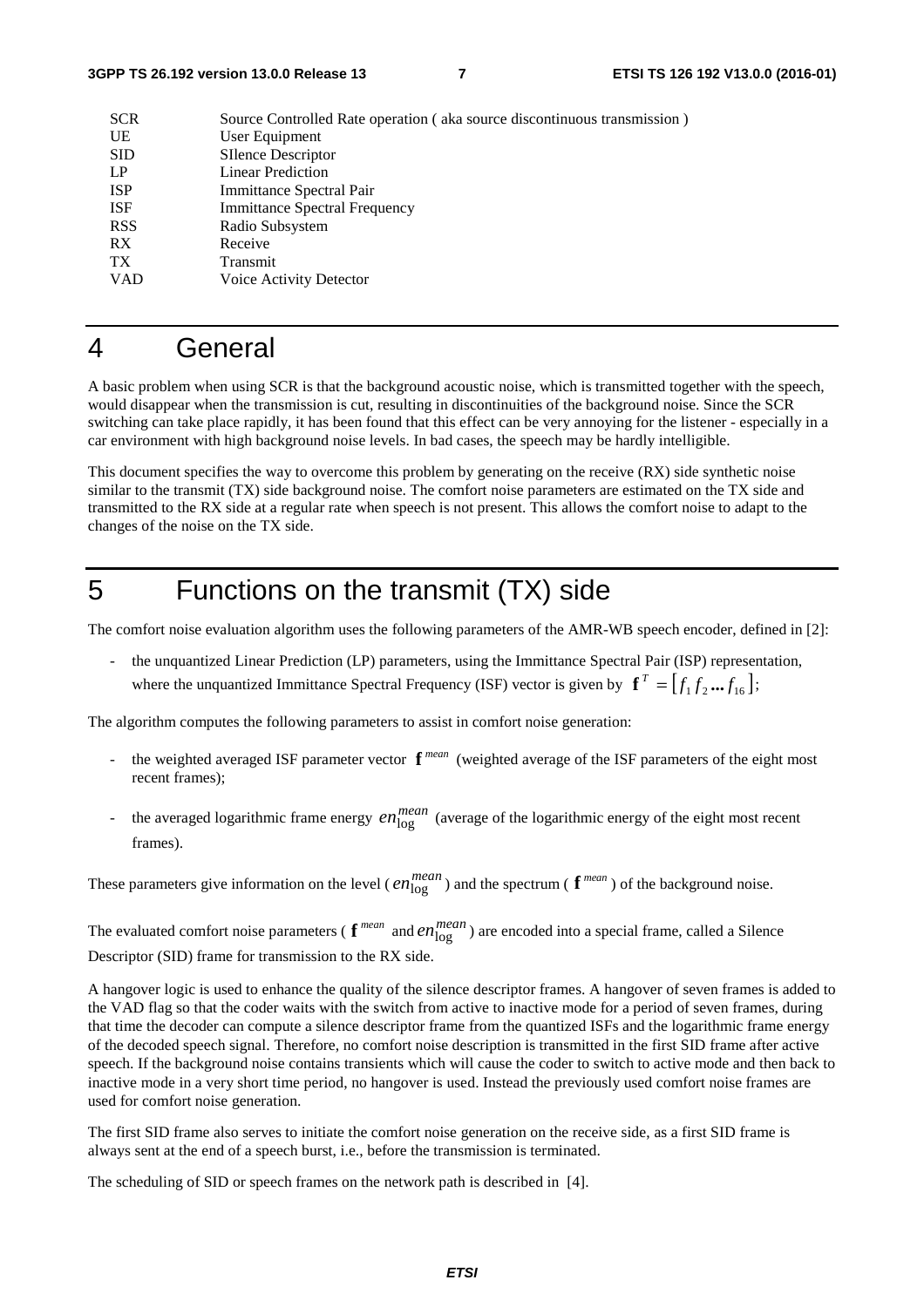| | |
|---|---|
| SCR | Source Controlled Rate operation ( aka source discontinuous transmission ) |
| UE | User Equipment |
| SID | SIlence Descriptor |
| LP | Linear Prediction |
| ISP | Immittance Spectral Pair |
| ISF | Immittance Spectral Frequency |
| RSS | Radio Subsystem |
| RX | Receive |
| TX | Transmit |
| VAD | Voice Activity Detector |

# 4 General

A basic problem when using SCR is that the background acoustic noise, which is transmitted together with the speech, would disappear when the transmission is cut, resulting in discontinuities of the background noise. Since the SCR switching can take place rapidly, it has been found that this effect can be very annoying for the listener - especially in a car environment with high background noise levels. In bad cases, the speech may be hardly intelligible.

This document specifies the way to overcome this problem by generating on the receive (RX) side synthetic noise similar to the transmit (TX) side background noise. The comfort noise parameters are estimated on the TX side and transmitted to the RX side at a regular rate when speech is not present. This allows the comfort noise to adapt to the changes of the noise on the TX side.

# 5 Functions on the transmit (TX) side

The comfort noise evaluation algorithm uses the following parameters of the AMR-WB speech encoder, defined in [2]:

- the unquantized Linear Prediction (LP) parameters, using the Immittance Spectral Pair (ISP) representation, where the unquantized Immittance Spectral Frequency (ISF) vector is given by $\mathbf{f}^T = [f_1 \, f_2 \dots f_{16}]$;

The algorithm computes the following parameters to assist in comfort noise generation:

- the weighted averaged ISF parameter vector $\mathbf{f}^{mean}$ (weighted average of the ISF parameters of the eight most recent frames);
- the averaged logarithmic frame energy $en_{\log}^{mean}$ (average of the logarithmic energy of the eight most recent frames).

These parameters give information on the level ($en_{\log}^{mean}$) and the spectrum ($\mathbf{f}^{mean}$) of the background noise.

The evaluated comfort noise parameters ($\mathbf{f}^{mean}$ and $en_{\log}^{mean}$) are encoded into a special frame, called a Silence Descriptor (SID) frame for transmission to the RX side.

A hangover logic is used to enhance the quality of the silence descriptor frames. A hangover of seven frames is added to the VAD flag so that the coder waits with the switch from active to inactive mode for a period of seven frames, during that time the decoder can compute a silence descriptor frame from the quantized ISFs and the logarithmic frame energy of the decoded speech signal. Therefore, no comfort noise description is transmitted in the first SID frame after active speech. If the background noise contains transients which will cause the coder to switch to active mode and then back to inactive mode in a very short time period, no hangover is used. Instead the previously used comfort noise frames are used for comfort noise generation.

The first SID frame also serves to initiate the comfort noise generation on the receive side, as a first SID frame is always sent at the end of a speech burst, i.e., before the transmission is terminated.

The scheduling of SID or speech frames on the network path is described in [4].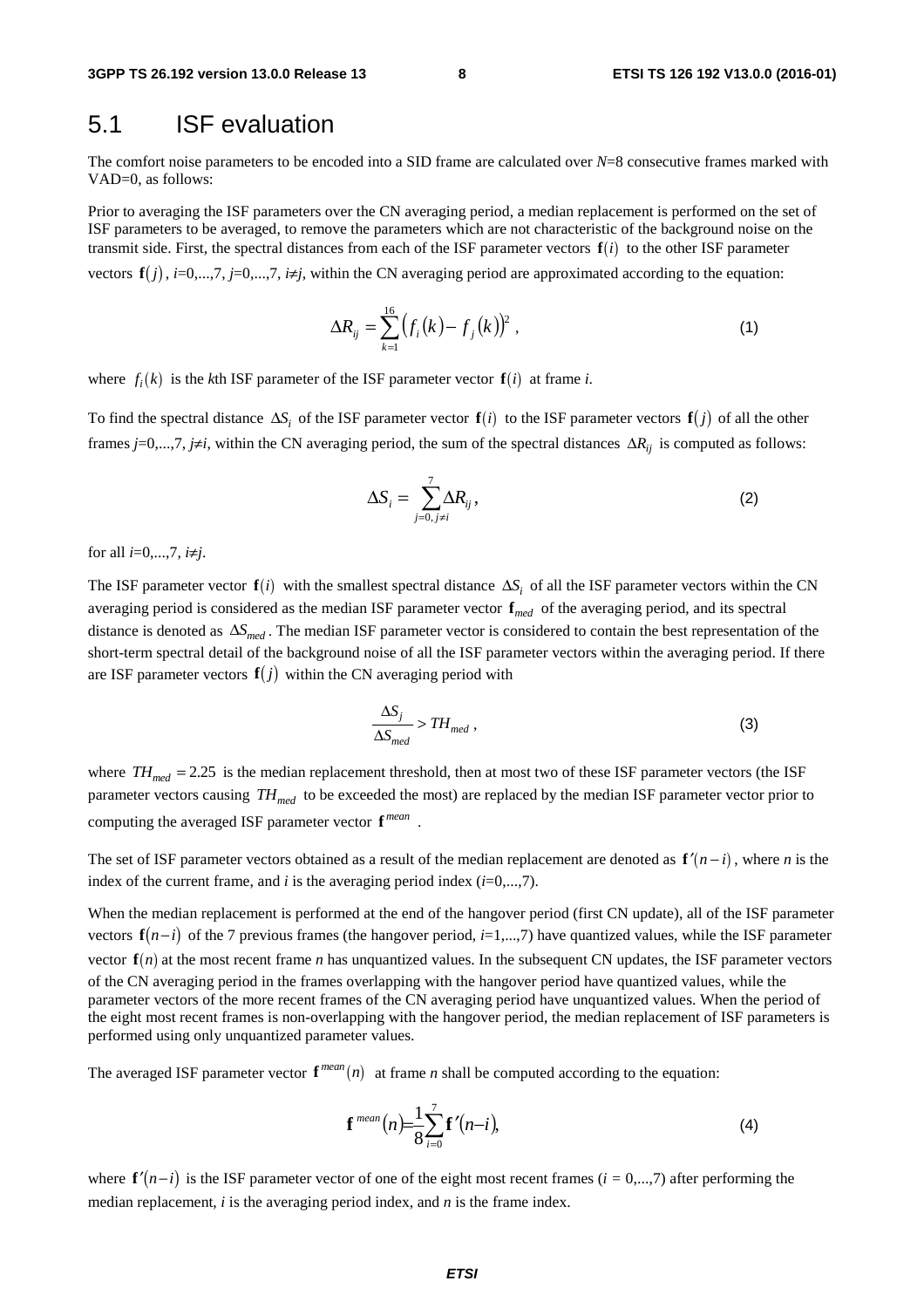## 5.1 ISF evaluation

The comfort noise parameters to be encoded into a SID frame are calculated over $N$=8 consecutive frames marked with VAD=0, as follows:

Prior to averaging the ISF parameters over the CN averaging period, a median replacement is performed on the set of ISF parameters to be averaged, to remove the parameters which are not characteristic of the background noise on the transmit side. First, the spectral distances from each of the ISF parameter vectors $\mathbf{f}(i)$ to the other ISF parameter vectors $\mathbf{f}(j)$, $i$=0,...,7, $j$=0,...,7, $i \neq j$, within the CN averaging period are approximated according to the equation:

$$\Delta R_{ij} = \sum_{k=1}^{16} \left( f_i(k) - f_j(k) \right)^2 , \tag{1}$$

where $f_i(k)$ is the $k$th ISF parameter of the ISF parameter vector $\mathbf{f}(i)$ at frame $i$.

To find the spectral distance $\Delta S_i$ of the ISF parameter vector $\mathbf{f}(i)$ to the ISF parameter vectors $\mathbf{f}(j)$ of all the other frames $j$=0,...,7, $j \neq i$, within the CN averaging period, the sum of the spectral distances $\Delta R_{ij}$ is computed as follows:

$$\Delta S_i = \sum_{j=0, j \neq i}^{7} \Delta R_{ij} , \tag{2}$$

for all $i$=0,...,7, $i \neq j$.

The ISF parameter vector $\mathbf{f}(i)$ with the smallest spectral distance $\Delta S_i$ of all the ISF parameter vectors within the CN averaging period is considered as the median ISF parameter vector $\mathbf{f}_{med}$ of the averaging period, and its spectral distance is denoted as $\Delta S_{med}$. The median ISF parameter vector is considered to contain the best representation of the short-term spectral detail of the background noise of all the ISF parameter vectors within the averaging period. If there are ISF parameter vectors $\mathbf{f}(j)$ within the CN averaging period with

$$\frac{\Delta S_j}{\Delta S_{med}} > TH_{med} , \tag{3}$$

where $TH_{med} = 2.25$ is the median replacement threshold, then at most two of these ISF parameter vectors (the ISF parameter vectors causing $TH_{med}$ to be exceeded the most) are replaced by the median ISF parameter vector prior to computing the averaged ISF parameter vector $\mathbf{f}^{mean}$ .

The set of ISF parameter vectors obtained as a result of the median replacement are denoted as $\mathbf{f}'(n-i)$, where $n$ is the index of the current frame, and $i$ is the averaging period index ($i$=0,...,7).

When the median replacement is performed at the end of the hangover period (first CN update), all of the ISF parameter vectors $\mathbf{f}(n-i)$ of the 7 previous frames (the hangover period, $i$=1,...,7) have quantized values, while the ISF parameter vector $\mathbf{f}(n)$ at the most recent frame $n$ has unquantized values. In the subsequent CN updates, the ISF parameter vectors of the CN averaging period in the frames overlapping with the hangover period have quantized values, while the parameter vectors of the more recent frames of the CN averaging period have unquantized values. When the period of the eight most recent frames is non-overlapping with the hangover period, the median replacement of ISF parameters is performed using only unquantized parameter values.

The averaged ISF parameter vector $\mathbf{f}^{mean}(n)$ at frame $n$ shall be computed according to the equation:

$$\mathbf{f}^{mean}(n) = \frac{1}{8} \sum_{i=0}^{7} \mathbf{f}'(n-i), \tag{4}$$

where $\mathbf{f}'(n-i)$ is the ISF parameter vector of one of the eight most recent frames ($i$ = 0,...,7) after performing the median replacement, $i$ is the averaging period index, and $n$ is the frame index.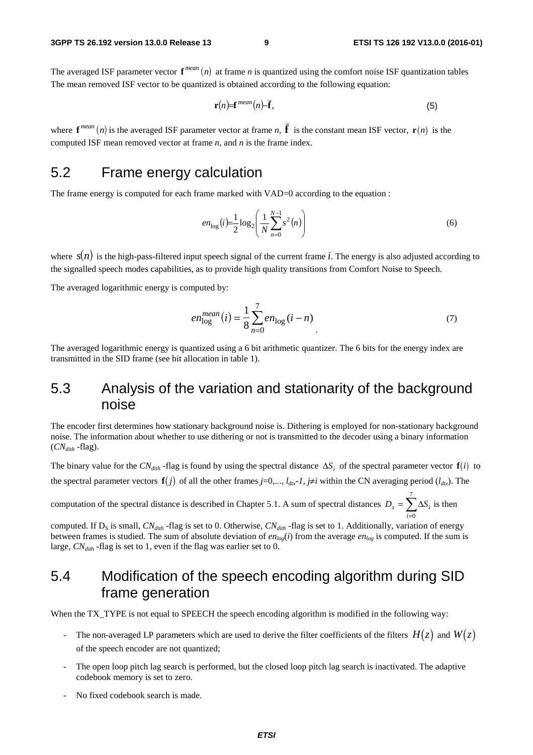The averaged ISF parameter vector $\mathbf{f}^{mean}(n)$ at frame $n$ is quantized using the comfort noise ISF quantization tables The mean removed ISF vector to be quantized is obtained according to the following equation:

$$\mathbf{r}(n) = \mathbf{f}^{mean}(n) - \bar{\mathbf{f}}, \tag{5}$$

where $\mathbf{f}^{mean}(n)$ is the averaged ISF parameter vector at frame $n$, $\bar{\mathbf{f}}$ is the constant mean ISF vector, $\mathbf{r}(n)$ is the computed ISF mean removed vector at frame $n$, and $n$ is the frame index.

## 5.2 Frame energy calculation

The frame energy is computed for each frame marked with VAD=0 according to the equation :

$$en_{\log}(i) = \frac{1}{2}\log_2\left(\frac{1}{N}\sum_{n=0}^{N-1}s^2(n)\right) \tag{6}$$

where $s(n)$ is the high-pass-filtered input speech signal of the current frame $i$. The energy is also adjusted according to the signalled speech modes capabilities, as to provide high quality transitions from Comfort Noise to Speech.

The averaged logarithmic energy is computed by:

$$en_{\log}^{mean}(i) = \frac{1}{8}\sum_{n=0}^{7}en_{\log}(i-n) \tag{7}$$

The averaged logarithmic energy is quantized using a 6 bit arithmetic quantizer. The 6 bits for the energy index are transmitted in the SID frame (see bit allocation in table 1).

## 5.3 Analysis of the variation and stationarity of the background noise

The encoder first determines how stationary background noise is. Dithering is employed for non-stationary background noise. The information about whether to use dithering or not is transmitted to the decoder using a binary information ($CN_{dith}$ -flag).

The binary value for the $CN_{dith}$ -flag is found by using the spectral distance $\Delta S_i$ of the spectral parameter vector $\mathbf{f}(i)$ to the spectral parameter vectors $\mathbf{f}(j)$ of all the other frames $j=0,..., l_{dtx}-1, j \neq i$ within the CN averaging period ($l_{dtx}$). The computation of the spectral distance is described in Chapter 5.1. A sum of spectral distances $D_s = \sum_{i=0}^{7}\Delta S_i$ is then computed. If $D_S$ is small, $CN_{dith}$ -flag is set to 0. Otherwise, $CN_{dith}$ -flag is set to 1. Additionally, variation of energy between frames is studied. The sum of absolute deviation of $en_{log}(i)$ from the average $en_{log}$ is computed. If the sum is large, $CN_{dith}$ -flag is set to 1, even if the flag was earlier set to 0.

## 5.4 Modification of the speech encoding algorithm during SID frame generation

When the TX_TYPE is not equal to SPEECH the speech encoding algorithm is modified in the following way:

- The non-averaged LP parameters which are used to derive the filter coefficients of the filters $H(z)$ and $W(z)$ of the speech encoder are not quantized;
- The open loop pitch lag search is performed, but the closed loop pitch lag search is inactivated. The adaptive codebook memory is set to zero.
- No fixed codebook search is made.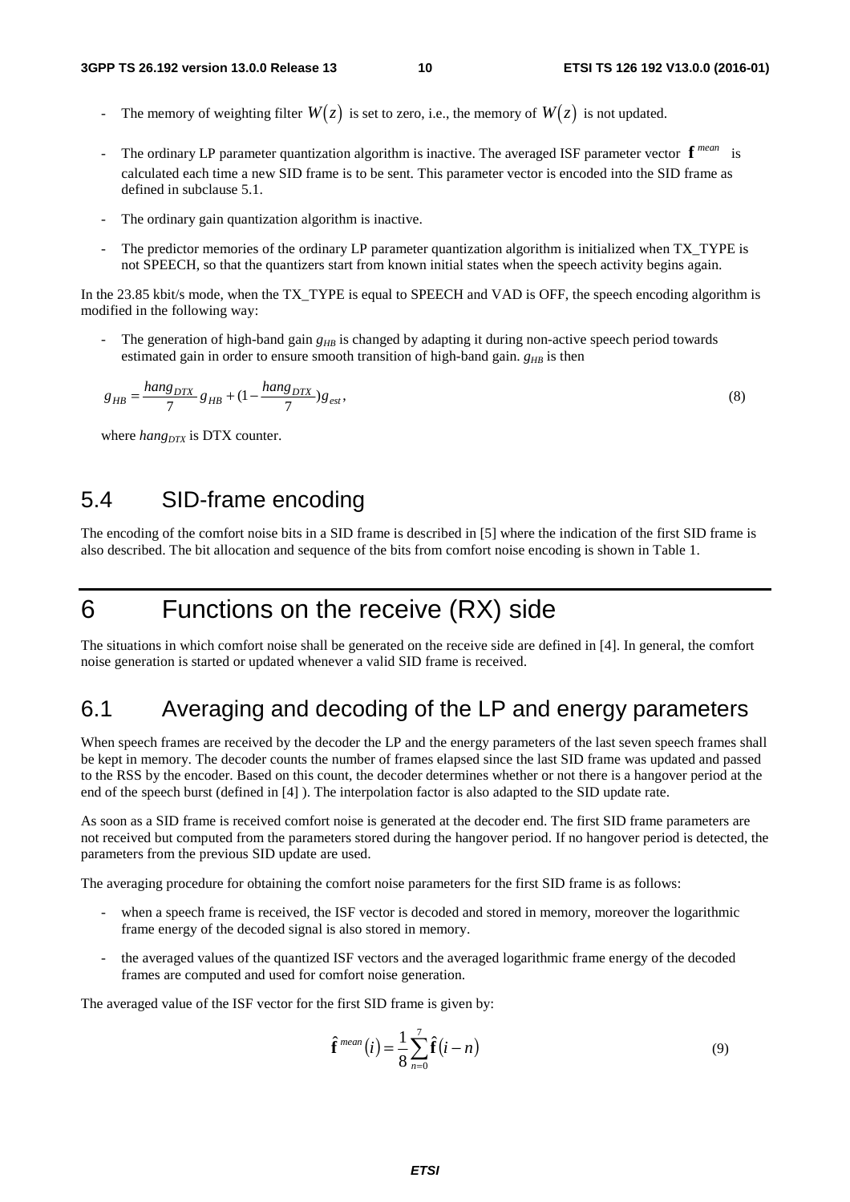- The memory of weighting filter $W(z)$ is set to zero, i.e., the memory of $W(z)$ is not updated.
- The ordinary LP parameter quantization algorithm is inactive. The averaged ISF parameter vector $\mathbf{f}^{mean}$ is calculated each time a new SID frame is to be sent. This parameter vector is encoded into the SID frame as defined in subclause 5.1.
- The ordinary gain quantization algorithm is inactive.
- The predictor memories of the ordinary LP parameter quantization algorithm is initialized when TX_TYPE is not SPEECH, so that the quantizers start from known initial states when the speech activity begins again.

In the 23.85 kbit/s mode, when the TX_TYPE is equal to SPEECH and VAD is OFF, the speech encoding algorithm is modified in the following way:

- The generation of high-band gain $g_{HB}$ is changed by adapting it during non-active speech period towards estimated gain in order to ensure smooth transition of high-band gain. $g_{HB}$ is then

$$g_{HB} = \frac{hang_{DTX}}{7} g_{HB} + (1 - \frac{hang_{DTX}}{7}) g_{est}, \tag{8}$$

where $hang_{DTX}$ is DTX counter.

## 5.4 SID-frame encoding

The encoding of the comfort noise bits in a SID frame is described in [5] where the indication of the first SID frame is also described. The bit allocation and sequence of the bits from comfort noise encoding is shown in Table 1.

# 6 Functions on the receive (RX) side

The situations in which comfort noise shall be generated on the receive side are defined in [4]. In general, the comfort noise generation is started or updated whenever a valid SID frame is received.

## 6.1 Averaging and decoding of the LP and energy parameters

When speech frames are received by the decoder the LP and the energy parameters of the last seven speech frames shall be kept in memory. The decoder counts the number of frames elapsed since the last SID frame was updated and passed to the RSS by the encoder. Based on this count, the decoder determines whether or not there is a hangover period at the end of the speech burst (defined in [4] ). The interpolation factor is also adapted to the SID update rate.

As soon as a SID frame is received comfort noise is generated at the decoder end. The first SID frame parameters are not received but computed from the parameters stored during the hangover period. If no hangover period is detected, the parameters from the previous SID update are used.

The averaging procedure for obtaining the comfort noise parameters for the first SID frame is as follows:

- when a speech frame is received, the ISF vector is decoded and stored in memory, moreover the logarithmic frame energy of the decoded signal is also stored in memory.
- the averaged values of the quantized ISF vectors and the averaged logarithmic frame energy of the decoded frames are computed and used for comfort noise generation.

The averaged value of the ISF vector for the first SID frame is given by:

$$\hat{\mathbf{f}}^{mean}(i) = \frac{1}{8} \sum_{n=0}^{7} \hat{\mathbf{f}}(i-n) \tag{9}$$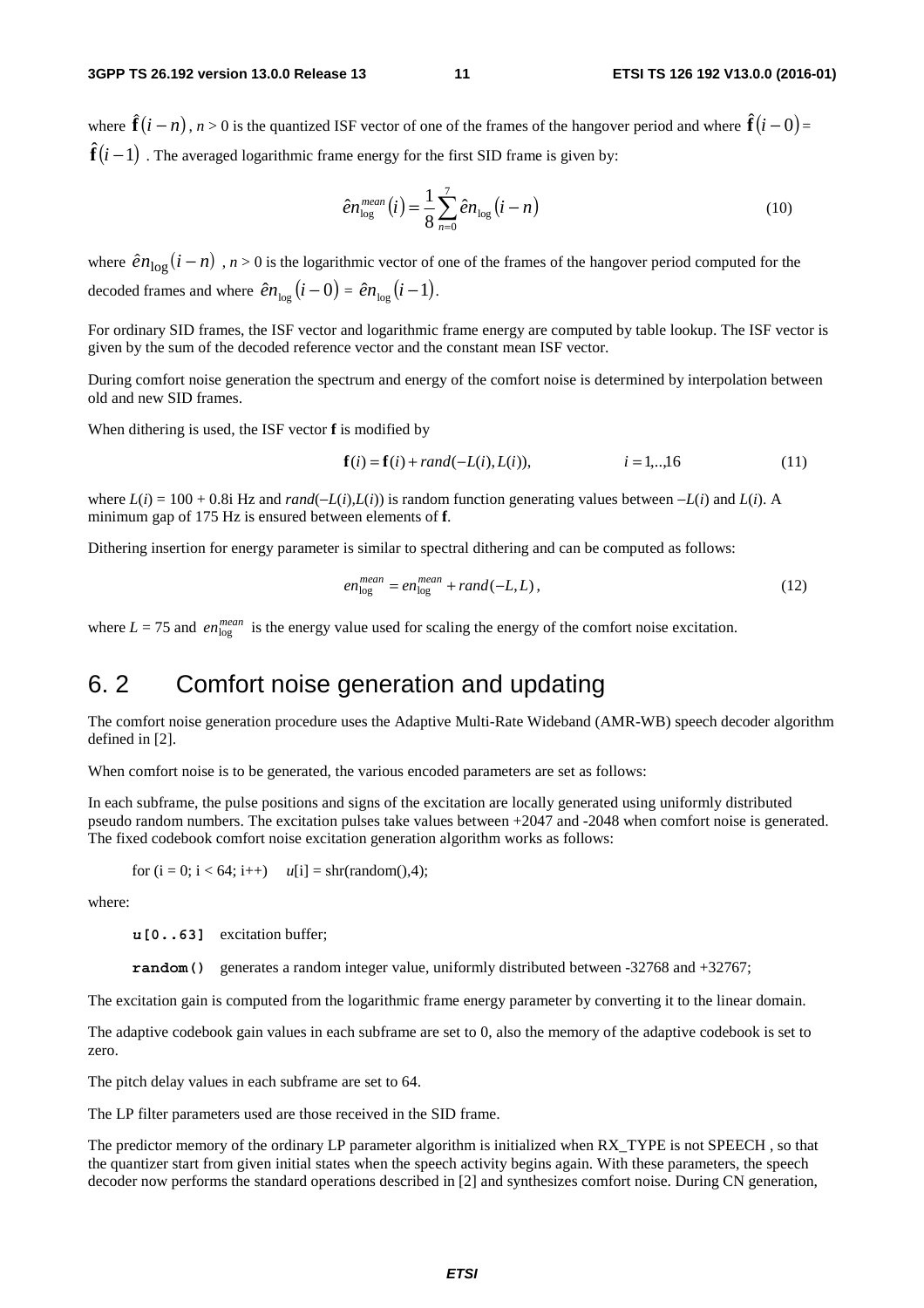where $\hat{\mathbf{f}}(i-n)$, $n > 0$ is the quantized ISF vector of one of the frames of the hangover period and where $\hat{\mathbf{f}}(i-0) = \hat{\mathbf{f}}(i-1)$. The averaged logarithmic frame energy for the first SID frame is given by:

$$\hat{en}_{\log}^{mean}(i) = \frac{1}{8}\sum_{n=0}^{7}\hat{en}_{\log}(i-n) \tag{10}$$

where $\hat{en}_{\log}(i-n)$, $n > 0$ is the logarithmic vector of one of the frames of the hangover period computed for the decoded frames and where $\hat{en}_{\log}(i-0) = \hat{en}_{\log}(i-1)$.

For ordinary SID frames, the ISF vector and logarithmic frame energy are computed by table lookup. The ISF vector is given by the sum of the decoded reference vector and the constant mean ISF vector.

During comfort noise generation the spectrum and energy of the comfort noise is determined by interpolation between old and new SID frames.

When dithering is used, the ISF vector **f** is modified by

$$\mathbf{f}(i) = \mathbf{f}(i) + rand(-L(i), L(i)), \qquad i = 1,..,16 \tag{11}$$

where $L(i) = 100 + 0.8i$ Hz and $rand(-L(i),L(i))$ is random function generating values between $-L(i)$ and $L(i)$. A minimum gap of 175 Hz is ensured between elements of **f**.

Dithering insertion for energy parameter is similar to spectral dithering and can be computed as follows:

$$en_{\log}^{mean} = en_{\log}^{mean} + rand(-L, L), \tag{12}$$

where $L = 75$ and $en_{\log}^{mean}$ is the energy value used for scaling the energy of the comfort noise excitation.

## 6. 2 Comfort noise generation and updating

The comfort noise generation procedure uses the Adaptive Multi-Rate Wideband (AMR-WB) speech decoder algorithm defined in [2].

When comfort noise is to be generated, the various encoded parameters are set as follows:

In each subframe, the pulse positions and signs of the excitation are locally generated using uniformly distributed pseudo random numbers. The excitation pulses take values between +2047 and -2048 when comfort noise is generated. The fixed codebook comfort noise excitation generation algorithm works as follows:

```
for (i = 0; i < 64; i++)    u[i] = shr(random(),4);
```

where:

**u[0..63]** excitation buffer;

**random()** generates a random integer value, uniformly distributed between -32768 and +32767;

The excitation gain is computed from the logarithmic frame energy parameter by converting it to the linear domain.

The adaptive codebook gain values in each subframe are set to 0, also the memory of the adaptive codebook is set to zero.

The pitch delay values in each subframe are set to 64.

The LP filter parameters used are those received in the SID frame.

The predictor memory of the ordinary LP parameter algorithm is initialized when RX_TYPE is not SPEECH , so that the quantizer start from given initial states when the speech activity begins again. With these parameters, the speech decoder now performs the standard operations described in [2] and synthesizes comfort noise. During CN generation,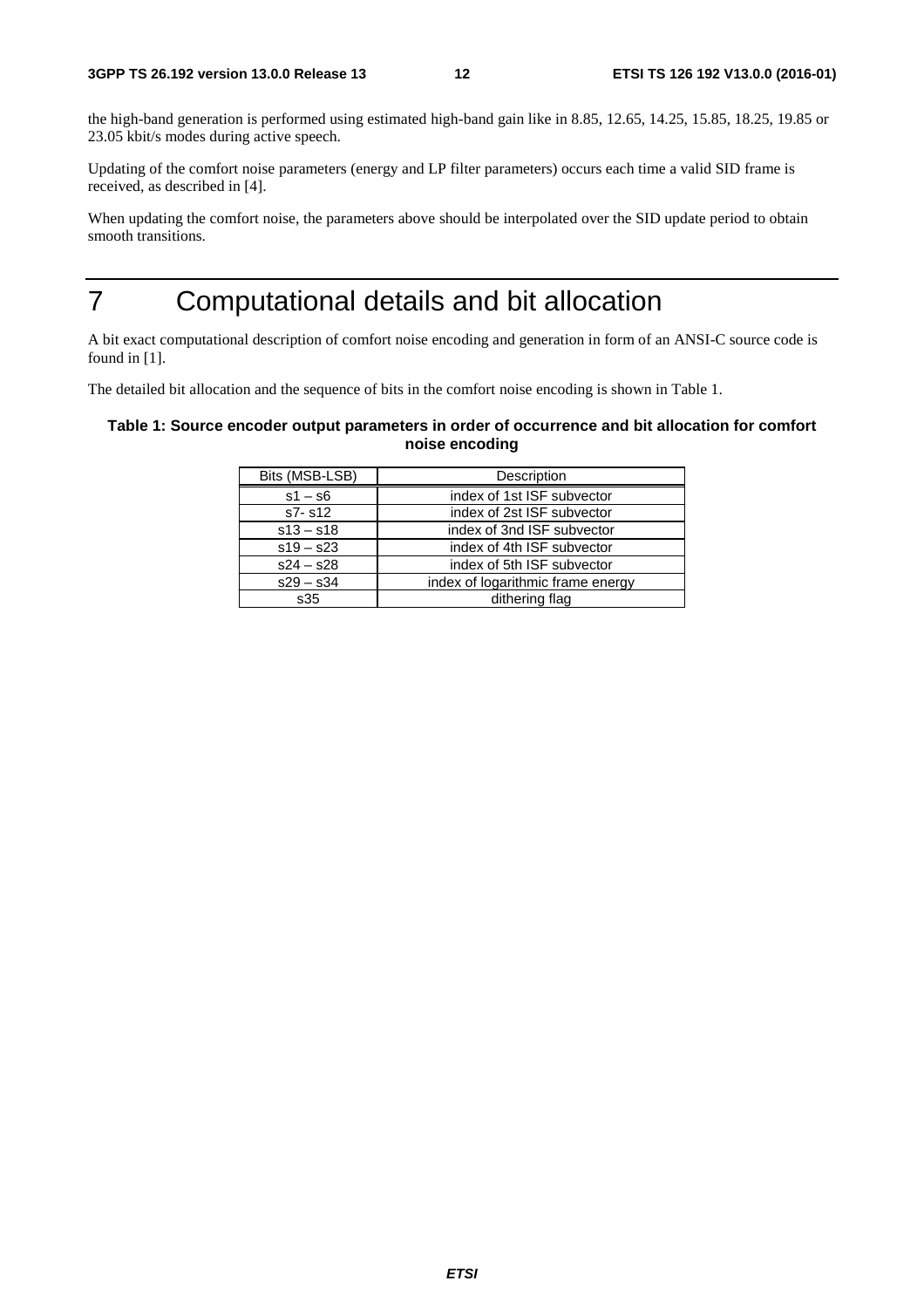the high-band generation is performed using estimated high-band gain like in 8.85, 12.65, 14.25, 15.85, 18.25, 19.85 or 23.05 kbit/s modes during active speech.

Updating of the comfort noise parameters (energy and LP filter parameters) occurs each time a valid SID frame is received, as described in [4].

When updating the comfort noise, the parameters above should be interpolated over the SID update period to obtain smooth transitions.

# 7 Computational details and bit allocation

A bit exact computational description of comfort noise encoding and generation in form of an ANSI-C source code is found in [1].

The detailed bit allocation and the sequence of bits in the comfort noise encoding is shown in Table 1.

**Table 1: Source encoder output parameters in order of occurrence and bit allocation for comfort noise encoding**

| Bits (MSB-LSB) | Description |
|---|---|
| s1 – s6 | index of 1st ISF subvector |
| s7- s12 | index of 2st ISF subvector |
| s13 – s18 | index of 3nd ISF subvector |
| s19 – s23 | index of 4th ISF subvector |
| s24 – s28 | index of 5th ISF subvector |
| s29 – s34 | index of logarithmic frame energy |
| s35 | dithering flag |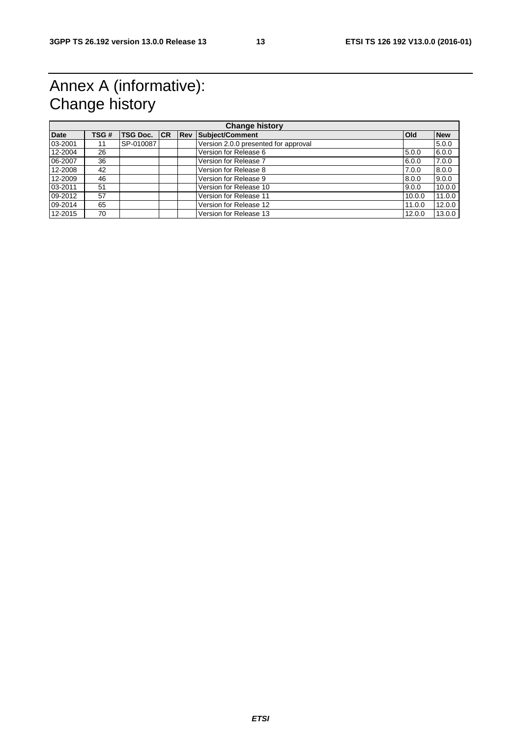# Annex A (informative): Change history

| Change history | | | | | | | |
|---|---|---|---|---|---|---|---|
| **Date** | **TSG #** | **TSG Doc.** | **CR** | **Rev** | **Subject/Comment** | **Old** | **New** |
| 03-2001 | 11 | SP-010087 | | | Version 2.0.0 presented for approval | | 5.0.0 |
| 12-2004 | 26 | | | | Version for Release 6 | 5.0.0 | 6.0.0 |
| 06-2007 | 36 | | | | Version for Release 7 | 6.0.0 | 7.0.0 |
| 12-2008 | 42 | | | | Version for Release 8 | 7.0.0 | 8.0.0 |
| 12-2009 | 46 | | | | Version for Release 9 | 8.0.0 | 9.0.0 |
| 03-2011 | 51 | | | | Version for Release 10 | 9.0.0 | 10.0.0 |
| 09-2012 | 57 | | | | Version for Release 11 | 10.0.0 | 11.0.0 |
| 09-2014 | 65 | | | | Version for Release 12 | 11.0.0 | 12.0.0 |
| 12-2015 | 70 | | | | Version for Release 13 | 12.0.0 | 13.0.0 |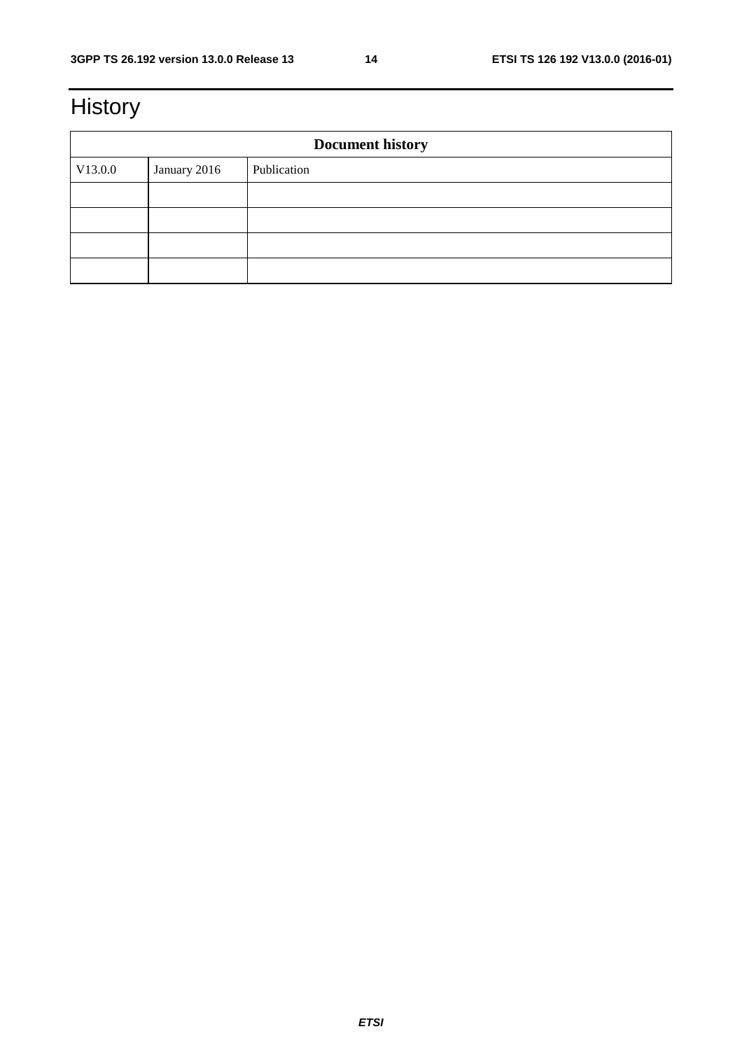# History

| Document history | | |
|---|---|---|
| V13.0.0 | January 2016 | Publication |
| | | |
| | | |
| | | |
| | | |